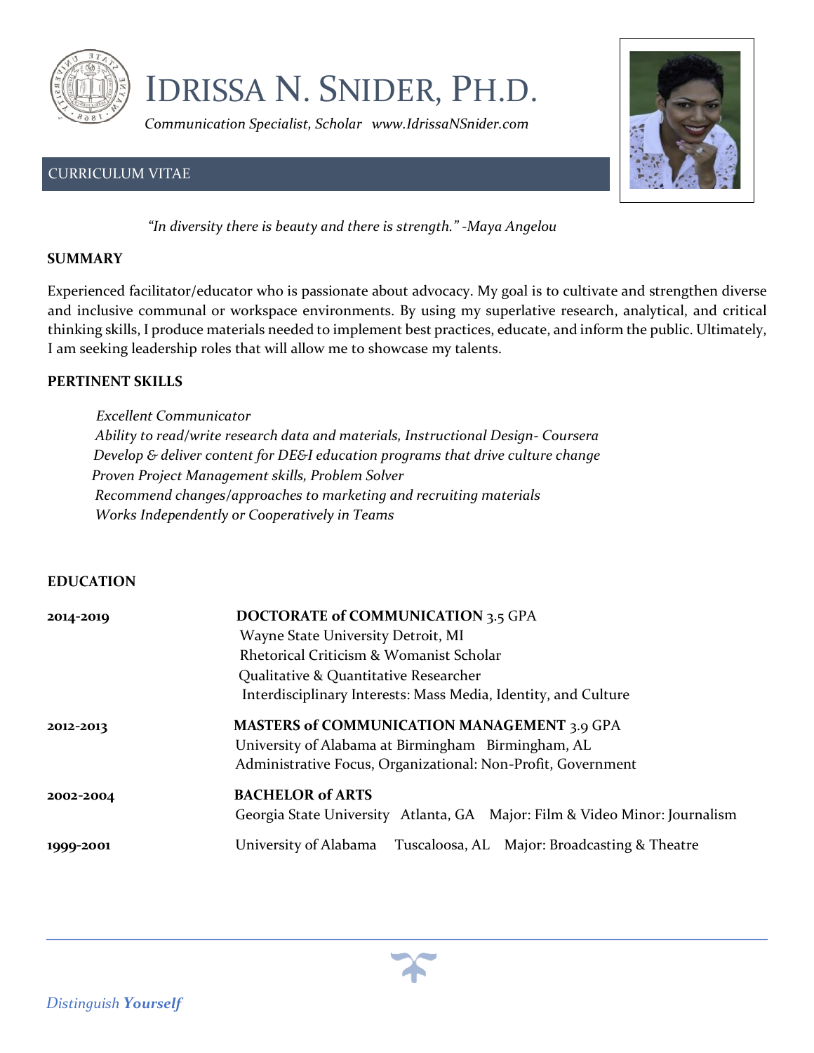# IDRISSA N. SNIDER, PH.D.

*Communication Specialist, Scholar   www.IdrissaNSnider.com*

## CURRICULUM VITAE

*"In diversity there is beauty and there is strength." -Maya Angelou*

**SUMMARY**

Experienced facilitator/educator who is passionate about advocacy. My goal is to cultivate and strengthen diverse and inclusive communal or workspace environments. By using my superlative research, analytical, and critical thinking skills, I produce materials needed to implement best practices, educate, and inform the public. Ultimately, I am seeking leadership roles that will allow me to showcase my talents.

**PERTINENT SKILLS**

*Excellent Communicator*
*Ability to read/write research data and materials, Instructional Design- Coursera*
*Develop & deliver content for DE&I education programs that drive culture change*
*Proven Project Management skills, Problem Solver*
*Recommend changes/approaches to marketing and recruiting materials*
*Works Independently or Cooperatively in Teams*

**EDUCATION**

**2014-2019**
**DOCTORATE of COMMUNICATION** 3.5 GPA
Wayne State University Detroit, MI
Rhetorical Criticism & Womanist Scholar
Qualitative & Quantitative Researcher
Interdisciplinary Interests: Mass Media, Identity, and Culture

**2012-2013**
**MASTERS of COMMUNICATION MANAGEMENT** 3.9 GPA
University of Alabama at Birmingham   Birmingham, AL
Administrative Focus, Organizational: Non-Profit, Government

**2002-2004**
**BACHELOR of ARTS**
Georgia State University   Atlanta, GA   Major: Film & Video Minor: Journalism

**1999-2001**
University of Alabama   Tuscaloosa, AL   Major: Broadcasting & Theatre

*Distinguish* ***Yourself***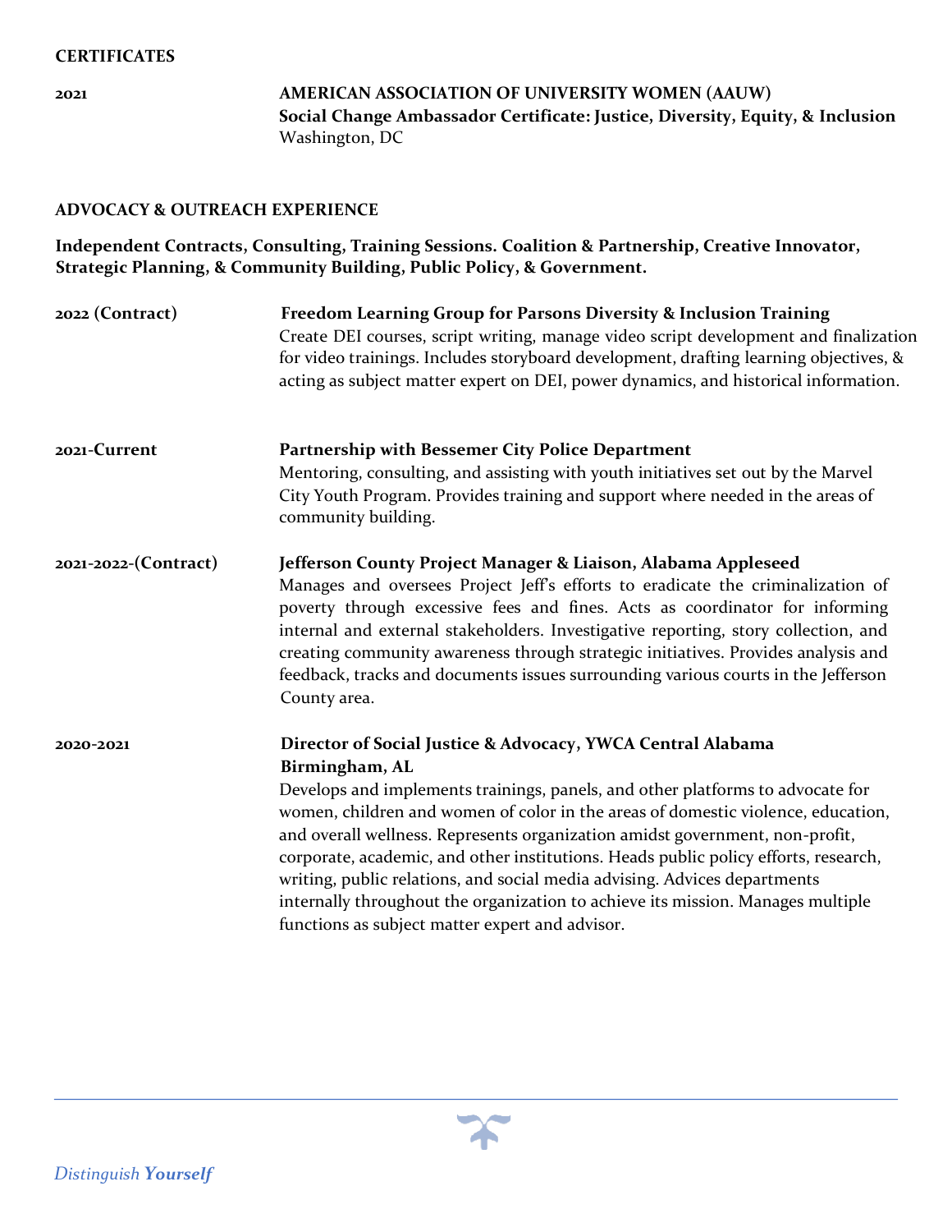## CERTIFICATES

**2021**

**AMERICAN ASSOCIATION OF UNIVERSITY WOMEN (AAUW)**
**Social Change Ambassador Certificate: Justice, Diversity, Equity, & Inclusion**
Washington, DC

## ADVOCACY & OUTREACH EXPERIENCE

**Independent Contracts, Consulting, Training Sessions. Coalition & Partnership, Creative Innovator, Strategic Planning, & Community Building, Public Policy, & Government.**

**2022 (Contract)**

**Freedom Learning Group for Parsons Diversity & Inclusion Training**
Create DEI courses, script writing, manage video script development and finalization for video trainings. Includes storyboard development, drafting learning objectives, & acting as subject matter expert on DEI, power dynamics, and historical information.

**2021-Current**

**Partnership with Bessemer City Police Department**
Mentoring, consulting, and assisting with youth initiatives set out by the Marvel City Youth Program. Provides training and support where needed in the areas of community building.

**2021-2022-(Contract)**

**Jefferson County Project Manager & Liaison, Alabama Appleseed**
Manages and oversees Project Jeff's efforts to eradicate the criminalization of poverty through excessive fees and fines. Acts as coordinator for informing internal and external stakeholders. Investigative reporting, story collection, and creating community awareness through strategic initiatives. Provides analysis and feedback, tracks and documents issues surrounding various courts in the Jefferson County area.

**2020-2021**

**Director of Social Justice & Advocacy, YWCA Central Alabama**
**Birmingham, AL**
Develops and implements trainings, panels, and other platforms to advocate for women, children and women of color in the areas of domestic violence, education, and overall wellness. Represents organization amidst government, non-profit, corporate, academic, and other institutions. Heads public policy efforts, research, writing, public relations, and social media advising. Advices departments internally throughout the organization to achieve its mission. Manages multiple functions as subject matter expert and advisor.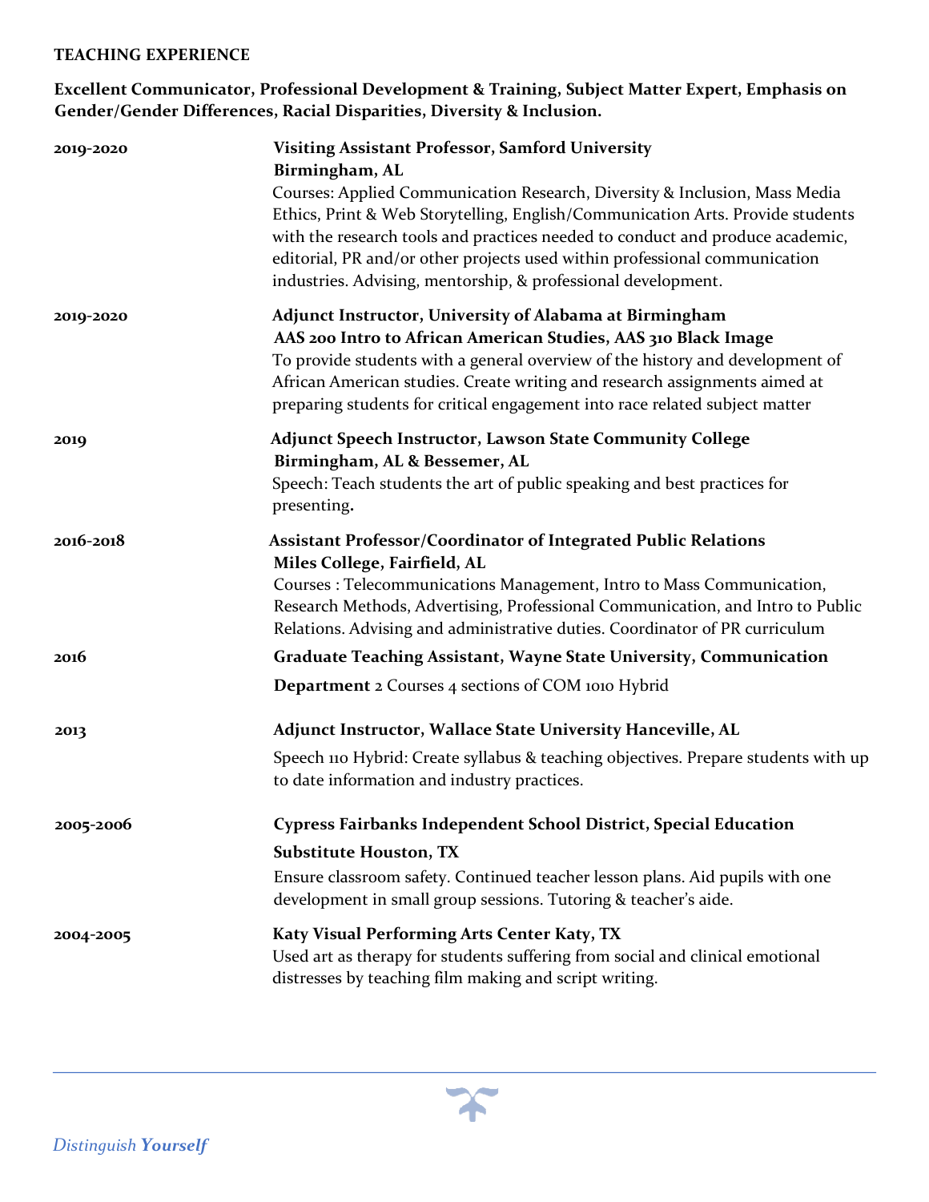## TEACHING EXPERIENCE

**Excellent Communicator, Professional Development & Training, Subject Matter Expert, Emphasis on Gender/Gender Differences, Racial Disparities, Diversity & Inclusion.**

**2019-2020** — **Visiting Assistant Professor, Samford University**
**Birmingham, AL**
Courses: Applied Communication Research, Diversity & Inclusion, Mass Media Ethics, Print & Web Storytelling, English/Communication Arts. Provide students with the research tools and practices needed to conduct and produce academic, editorial, PR and/or other projects used within professional communication industries. Advising, mentorship, & professional development.

**2019-2020** — **Adjunct Instructor, University of Alabama at Birmingham**
**AAS 200 Intro to African American Studies, AAS 310 Black Image**
To provide students with a general overview of the history and development of African American studies. Create writing and research assignments aimed at preparing students for critical engagement into race related subject matter

**2019** — **Adjunct Speech Instructor, Lawson State Community College**
**Birmingham, AL & Bessemer, AL**
Speech: Teach students the art of public speaking and best practices for presenting**.**

**2016-2018** — **Assistant Professor/Coordinator of Integrated Public Relations**
**Miles College, Fairfield, AL**
Courses : Telecommunications Management, Intro to Mass Communication, Research Methods, Advertising, Professional Communication, and Intro to Public Relations. Advising and administrative duties. Coordinator of PR curriculum

**2016** — **Graduate Teaching Assistant, Wayne State University, Communication Department** 2 Courses 4 sections of COM 1010 Hybrid

**2013** — **Adjunct Instructor, Wallace State University Hanceville, AL**
Speech 110 Hybrid: Create syllabus & teaching objectives. Prepare students with up to date information and industry practices.

**2005-2006** — **Cypress Fairbanks Independent School District, Special Education Substitute Houston, TX**
Ensure classroom safety. Continued teacher lesson plans. Aid pupils with one development in small group sessions. Tutoring & teacher's aide.

**2004-2005** — **Katy Visual Performing Arts Center Katy, TX**
Used art as therapy for students suffering from social and clinical emotional distresses by teaching film making and script writing.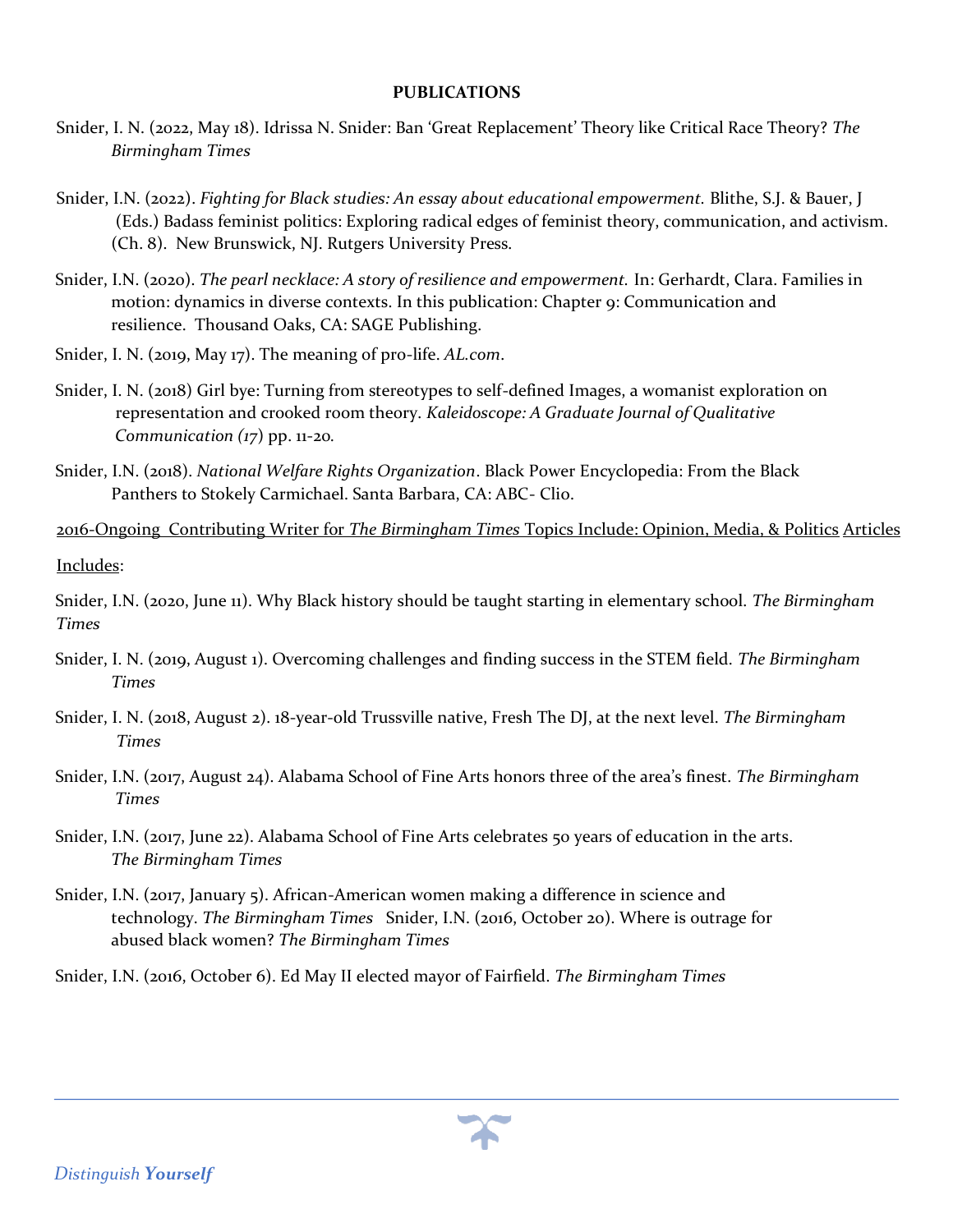## PUBLICATIONS

Snider, I. N. (2022, May 18). Idrissa N. Snider: Ban 'Great Replacement' Theory like Critical Race Theory? *The Birmingham Times*

Snider, I.N. (2022). *Fighting for Black studies: An essay about educational empowerment.* Blithe, S.J. & Bauer, J (Eds.) Badass feminist politics: Exploring radical edges of feminist theory, communication, and activism. (Ch. 8). New Brunswick, NJ. Rutgers University Press.

Snider, I.N. (2020). *The pearl necklace: A story of resilience and empowerment.* In: Gerhardt, Clara. Families in motion: dynamics in diverse contexts. In this publication: Chapter 9: Communication and resilience. Thousand Oaks, CA: SAGE Publishing.

Snider, I. N. (2019, May 17). The meaning of pro-life. *AL.com*.

Snider, I. N. (2018) Girl bye: Turning from stereotypes to self-defined Images, a womanist exploration on representation and crooked room theory. *Kaleidoscope: A Graduate Journal of Qualitative Communication (17)* pp. 11-20.

Snider, I.N. (2018). *National Welfare Rights Organization*. Black Power Encyclopedia: From the Black Panthers to Stokely Carmichael. Santa Barbara, CA: ABC- Clio.

2016-Ongoing Contributing Writer for *The Birmingham Times* Topics Include: Opinion, Media, & Politics Articles Includes:

Snider, I.N. (2020, June 11). Why Black history should be taught starting in elementary school. *The Birmingham Times*

Snider, I. N. (2019, August 1). Overcoming challenges and finding success in the STEM field. *The Birmingham Times*

Snider, I. N. (2018, August 2). 18-year-old Trussville native, Fresh The DJ, at the next level. *The Birmingham Times*

Snider, I.N. (2017, August 24). Alabama School of Fine Arts honors three of the area's finest. *The Birmingham Times*

Snider, I.N. (2017, June 22). Alabama School of Fine Arts celebrates 50 years of education in the arts. *The Birmingham Times*

Snider, I.N. (2017, January 5). African-American women making a difference in science and technology. *The Birmingham Times* Snider, I.N. (2016, October 20). Where is outrage for abused black women? *The Birmingham Times*

Snider, I.N. (2016, October 6). Ed May II elected mayor of Fairfield. *The Birmingham Times*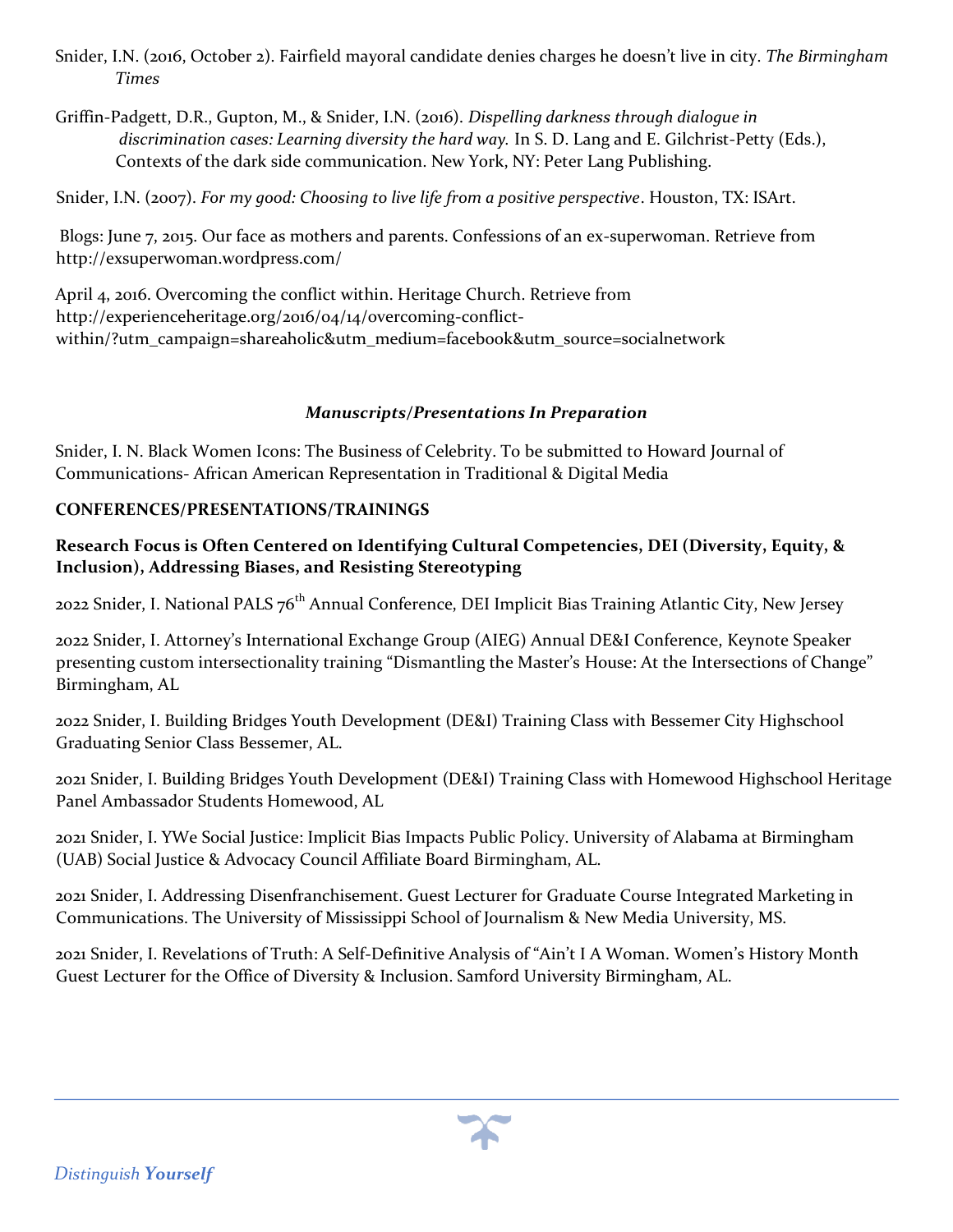Snider, I.N. (2016, October 2). Fairfield mayoral candidate denies charges he doesn't live in city. *The Birmingham Times*

Griffin-Padgett, D.R., Gupton, M., & Snider, I.N. (2016). *Dispelling darkness through dialogue in discrimination cases: Learning diversity the hard way.* In S. D. Lang and E. Gilchrist-Petty (Eds.), Contexts of the dark side communication. New York, NY: Peter Lang Publishing.

Snider, I.N. (2007). *For my good: Choosing to live life from a positive perspective*. Houston, TX: ISArt.

Blogs: June 7, 2015. Our face as mothers and parents. Confessions of an ex-superwoman. Retrieve from http://exsuperwoman.wordpress.com/

April 4, 2016. Overcoming the conflict within. Heritage Church. Retrieve from http://experienceheritage.org/2016/04/14/overcoming-conflict-within/?utm_campaign=shareaholic&utm_medium=facebook&utm_source=socialnetwork

### *Manuscripts/Presentations In Preparation*

Snider, I. N. Black Women Icons: The Business of Celebrity. To be submitted to Howard Journal of Communications- African American Representation in Traditional & Digital Media

## CONFERENCES/PRESENTATIONS/TRAININGS

**Research Focus is Often Centered on Identifying Cultural Competencies, DEI (Diversity, Equity, & Inclusion), Addressing Biases, and Resisting Stereotyping**

2022 Snider, I. National PALS 76th Annual Conference, DEI Implicit Bias Training Atlantic City, New Jersey

2022 Snider, I. Attorney's International Exchange Group (AIEG) Annual DE&I Conference, Keynote Speaker presenting custom intersectionality training "Dismantling the Master's House: At the Intersections of Change" Birmingham, AL

2022 Snider, I. Building Bridges Youth Development (DE&I) Training Class with Bessemer City Highschool Graduating Senior Class Bessemer, AL.

2021 Snider, I. Building Bridges Youth Development (DE&I) Training Class with Homewood Highschool Heritage Panel Ambassador Students Homewood, AL

2021 Snider, I. YWe Social Justice: Implicit Bias Impacts Public Policy. University of Alabama at Birmingham (UAB) Social Justice & Advocacy Council Affiliate Board Birmingham, AL.

2021 Snider, I. Addressing Disenfranchisement. Guest Lecturer for Graduate Course Integrated Marketing in Communications. The University of Mississippi School of Journalism & New Media University, MS.

2021 Snider, I. Revelations of Truth: A Self-Definitive Analysis of "Ain't I A Woman. Women's History Month Guest Lecturer for the Office of Diversity & Inclusion. Samford University Birmingham, AL.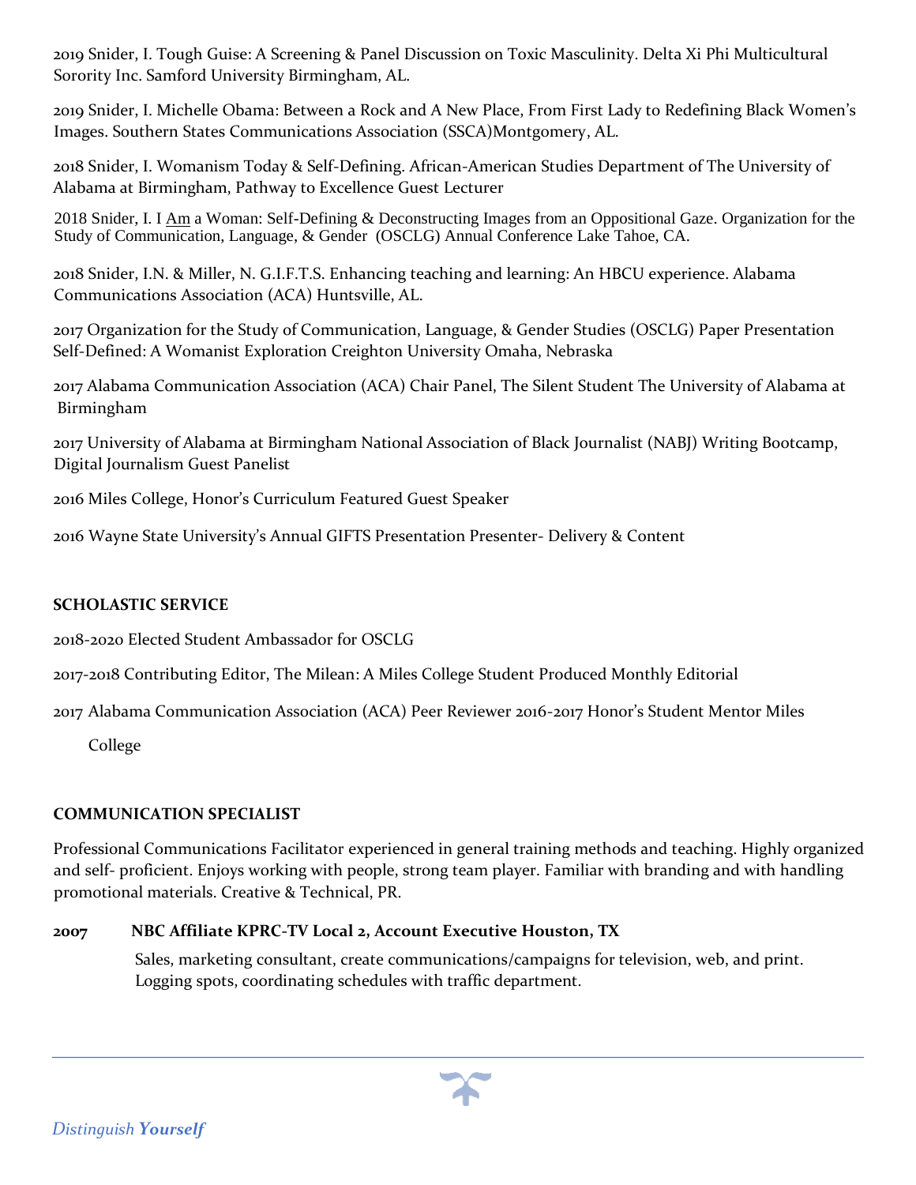2019 Snider, I. Tough Guise: A Screening & Panel Discussion on Toxic Masculinity. Delta Xi Phi Multicultural Sorority Inc. Samford University Birmingham, AL.

2019 Snider, I. Michelle Obama: Between a Rock and A New Place, From First Lady to Redefining Black Women's Images. Southern States Communications Association (SSCA)Montgomery, AL.

2018 Snider, I. Womanism Today & Self-Defining. African-American Studies Department of The University of Alabama at Birmingham, Pathway to Excellence Guest Lecturer

2018 Snider, I. I Am a Woman: Self-Defining & Deconstructing Images from an Oppositional Gaze. Organization for the Study of Communication, Language, & Gender (OSCLG) Annual Conference Lake Tahoe, CA.

2018 Snider, I.N. & Miller, N. G.I.F.T.S. Enhancing teaching and learning: An HBCU experience. Alabama Communications Association (ACA) Huntsville, AL.

2017 Organization for the Study of Communication, Language, & Gender Studies (OSCLG) Paper Presentation Self-Defined: A Womanist Exploration Creighton University Omaha, Nebraska

2017 Alabama Communication Association (ACA) Chair Panel, The Silent Student The University of Alabama at Birmingham

2017 University of Alabama at Birmingham National Association of Black Journalist (NABJ) Writing Bootcamp, Digital Journalism Guest Panelist

2016 Miles College, Honor's Curriculum Featured Guest Speaker

2016 Wayne State University's Annual GIFTS Presentation Presenter- Delivery & Content

**SCHOLASTIC SERVICE**

2018-2020 Elected Student Ambassador for OSCLG

2017-2018 Contributing Editor, The Milean: A Miles College Student Produced Monthly Editorial

2017 Alabama Communication Association (ACA) Peer Reviewer 2016-2017 Honor's Student Mentor Miles College

**COMMUNICATION SPECIALIST**

Professional Communications Facilitator experienced in general training methods and teaching. Highly organized and self- proficient. Enjoys working with people, strong team player. Familiar with branding and with handling promotional materials. Creative & Technical, PR.

**2007 NBC Affiliate KPRC-TV Local 2, Account Executive Houston, TX**

Sales, marketing consultant, create communications/campaigns for television, web, and print. Logging spots, coordinating schedules with traffic department.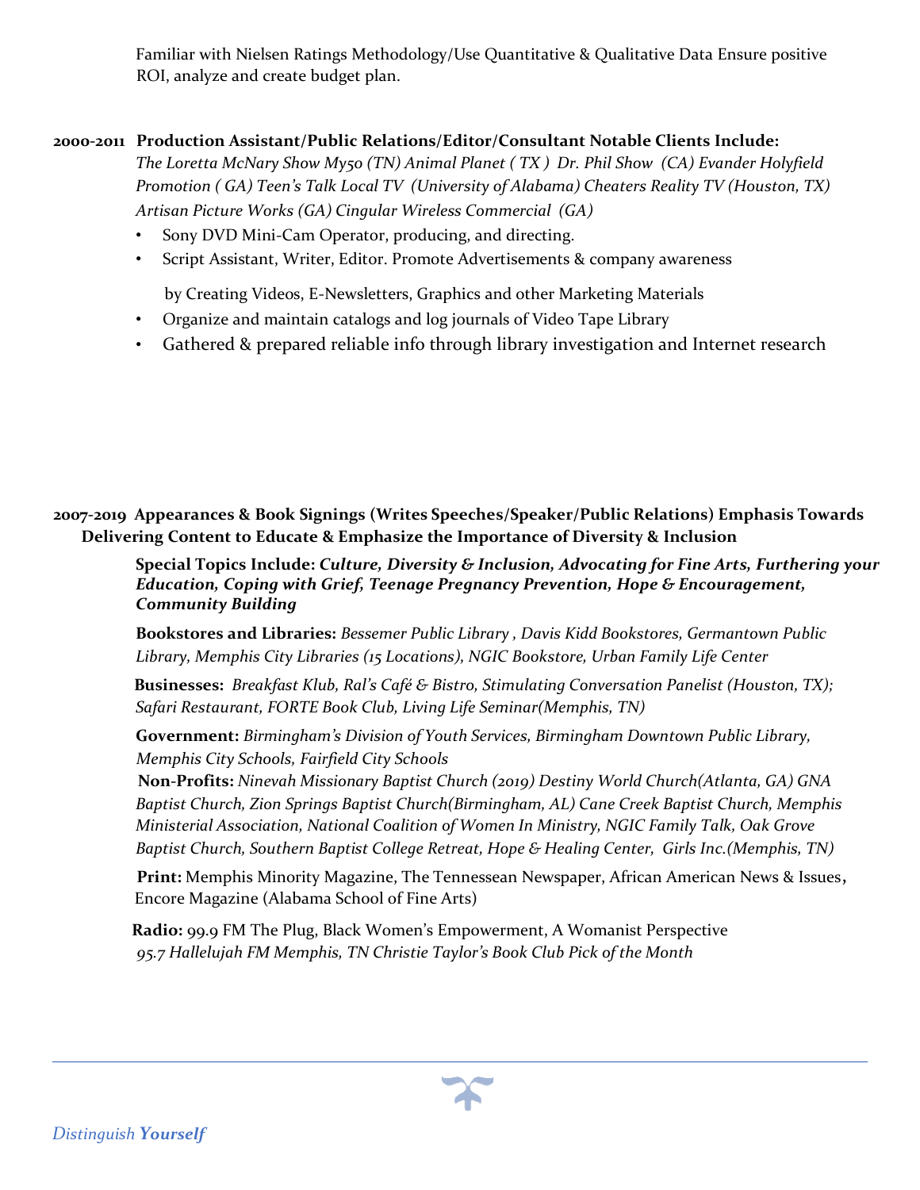Familiar with Nielsen Ratings Methodology/Use Quantitative & Qualitative Data Ensure positive ROI, analyze and create budget plan.

**2000-2011 Production Assistant/Public Relations/Editor/Consultant Notable Clients Include:**
*The Loretta McNary Show My50 (TN) Animal Planet ( TX ) Dr. Phil Show (CA) Evander Holyfield Promotion ( GA) Teen's Talk Local TV (University of Alabama) Cheaters Reality TV (Houston, TX) Artisan Picture Works (GA) Cingular Wireless Commercial (GA)*

- Sony DVD Mini-Cam Operator, producing, and directing.
- Script Assistant, Writer, Editor. Promote Advertisements & company awareness by Creating Videos, E-Newsletters, Graphics and other Marketing Materials
- Organize and maintain catalogs and log journals of Video Tape Library
- Gathered & prepared reliable info through library investigation and Internet research

**2007-2019 Appearances & Book Signings (Writes Speeches/Speaker/Public Relations) Emphasis Towards Delivering Content to Educate & Emphasize the Importance of Diversity & Inclusion**

**Special Topics Include:** ***Culture, Diversity & Inclusion, Advocating for Fine Arts, Furthering your Education, Coping with Grief, Teenage Pregnancy Prevention, Hope & Encouragement, Community Building***

**Bookstores and Libraries:** *Bessemer Public Library , Davis Kidd Bookstores, Germantown Public Library, Memphis City Libraries (15 Locations), NGIC Bookstore, Urban Family Life Center*

**Businesses:** *Breakfast Klub, Ral's Café & Bistro, Stimulating Conversation Panelist (Houston, TX); Safari Restaurant, FORTE Book Club, Living Life Seminar(Memphis, TN)*

**Government:** *Birmingham's Division of Youth Services, Birmingham Downtown Public Library, Memphis City Schools, Fairfield City Schools*

**Non-Profits:** *Ninevah Missionary Baptist Church (2019) Destiny World Church(Atlanta, GA) GNA Baptist Church, Zion Springs Baptist Church(Birmingham, AL) Cane Creek Baptist Church, Memphis Ministerial Association, National Coalition of Women In Ministry, NGIC Family Talk, Oak Grove Baptist Church, Southern Baptist College Retreat, Hope & Healing Center, Girls Inc.(Memphis, TN)*

**Print:** Memphis Minority Magazine, The Tennessean Newspaper, African American News & Issues, Encore Magazine (Alabama School of Fine Arts)

**Radio:** 99.9 FM The Plug, Black Women's Empowerment, A Womanist Perspective
*95.7 Hallelujah FM Memphis, TN Christie Taylor's Book Club Pick of the Month*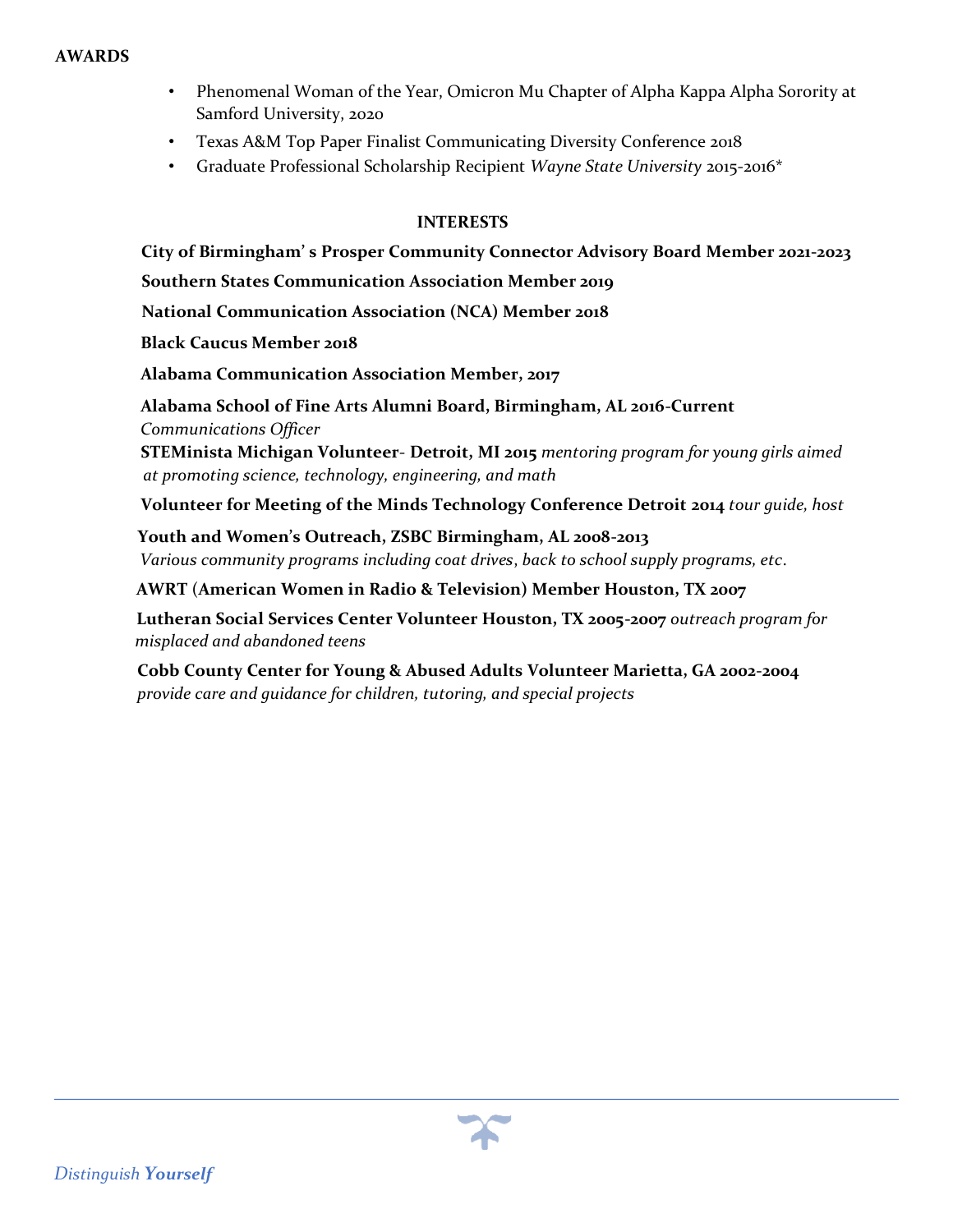## AWARDS

- Phenomenal Woman of the Year, Omicron Mu Chapter of Alpha Kappa Alpha Sorority at Samford University, 2020
- Texas A&M Top Paper Finalist Communicating Diversity Conference 2018
- Graduate Professional Scholarship Recipient *Wayne State University* 2015-2016*

## INTERESTS

**City of Birmingham' s Prosper Community Connector Advisory Board Member 2021-2023**

**Southern States Communication Association Member 2019**

**National Communication Association (NCA) Member 2018**

**Black Caucus Member 2018**

**Alabama Communication Association Member, 2017**

**Alabama School of Fine Arts Alumni Board, Birmingham, AL 2016-Current**
*Communications Officer*

**STEMinista Michigan Volunteer- Detroit, MI 2015** *mentoring program for young girls aimed at promoting science, technology, engineering, and math*

**Volunteer for Meeting of the Minds Technology Conference Detroit 2014** *tour guide, host*

**Youth and Women's Outreach, ZSBC Birmingham, AL 2008-2013**
*Various community programs including coat drives, back to school supply programs, etc.*

**AWRT (American Women in Radio & Television) Member Houston, TX 2007**

**Lutheran Social Services Center Volunteer Houston, TX 2005-2007** *outreach program for misplaced and abandoned teens*

**Cobb County Center for Young & Abused Adults Volunteer Marietta, GA 2002-2004**
*provide care and guidance for children, tutoring, and special projects*